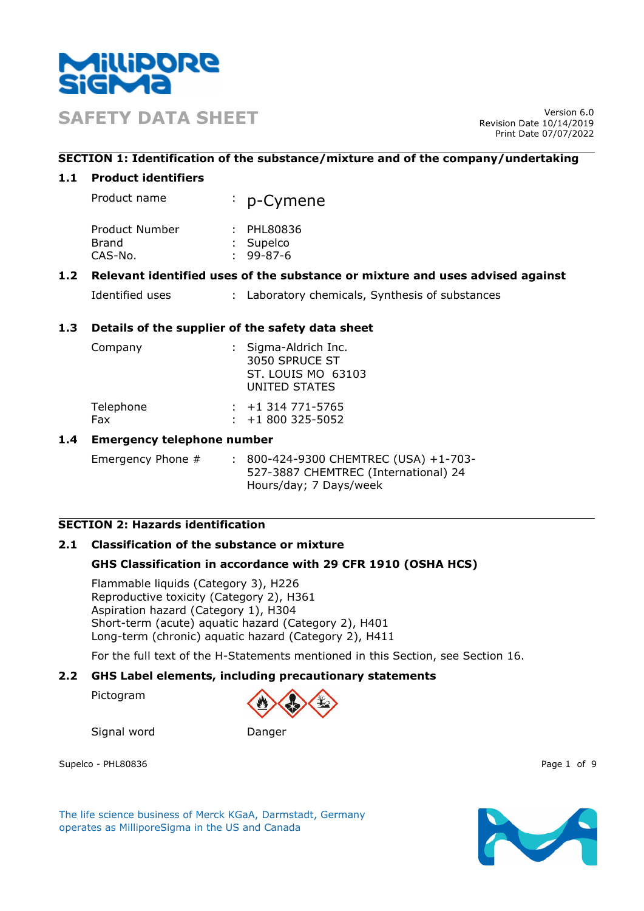# SAFETY DATA SHEET

Version 6.0
Revision Date 10/14/2019
Print Date 07/07/2022

## SECTION 1: Identification of the substance/mixture and of the company/undertaking

### 1.1 Product identifiers

Product name : p-Cymene

Product Number : PHL80836
Brand : Supelco
CAS-No. : 99-87-6

### 1.2 Relevant identified uses of the substance or mixture and uses advised against

Identified uses : Laboratory chemicals, Synthesis of substances

### 1.3 Details of the supplier of the safety data sheet

Company : Sigma-Aldrich Inc.
3050 SPRUCE ST
ST. LOUIS MO 63103
UNITED STATES

Telephone : +1 314 771-5765
Fax : +1 800 325-5052

### 1.4 Emergency telephone number

Emergency Phone # : 800-424-9300 CHEMTREC (USA) +1-703-527-3887 CHEMTREC (International) 24 Hours/day; 7 Days/week

## SECTION 2: Hazards identification

### 2.1 Classification of the substance or mixture

**GHS Classification in accordance with 29 CFR 1910 (OSHA HCS)**

Flammable liquids (Category 3), H226
Reproductive toxicity (Category 2), H361
Aspiration hazard (Category 1), H304
Short-term (acute) aquatic hazard (Category 2), H401
Long-term (chronic) aquatic hazard (Category 2), H411

For the full text of the H-Statements mentioned in this Section, see Section 16.

### 2.2 GHS Label elements, including precautionary statements

Pictogram

Signal word Danger

The life science business of Merck KGaA, Darmstadt, Germany operates as MilliporeSigma in the US and Canada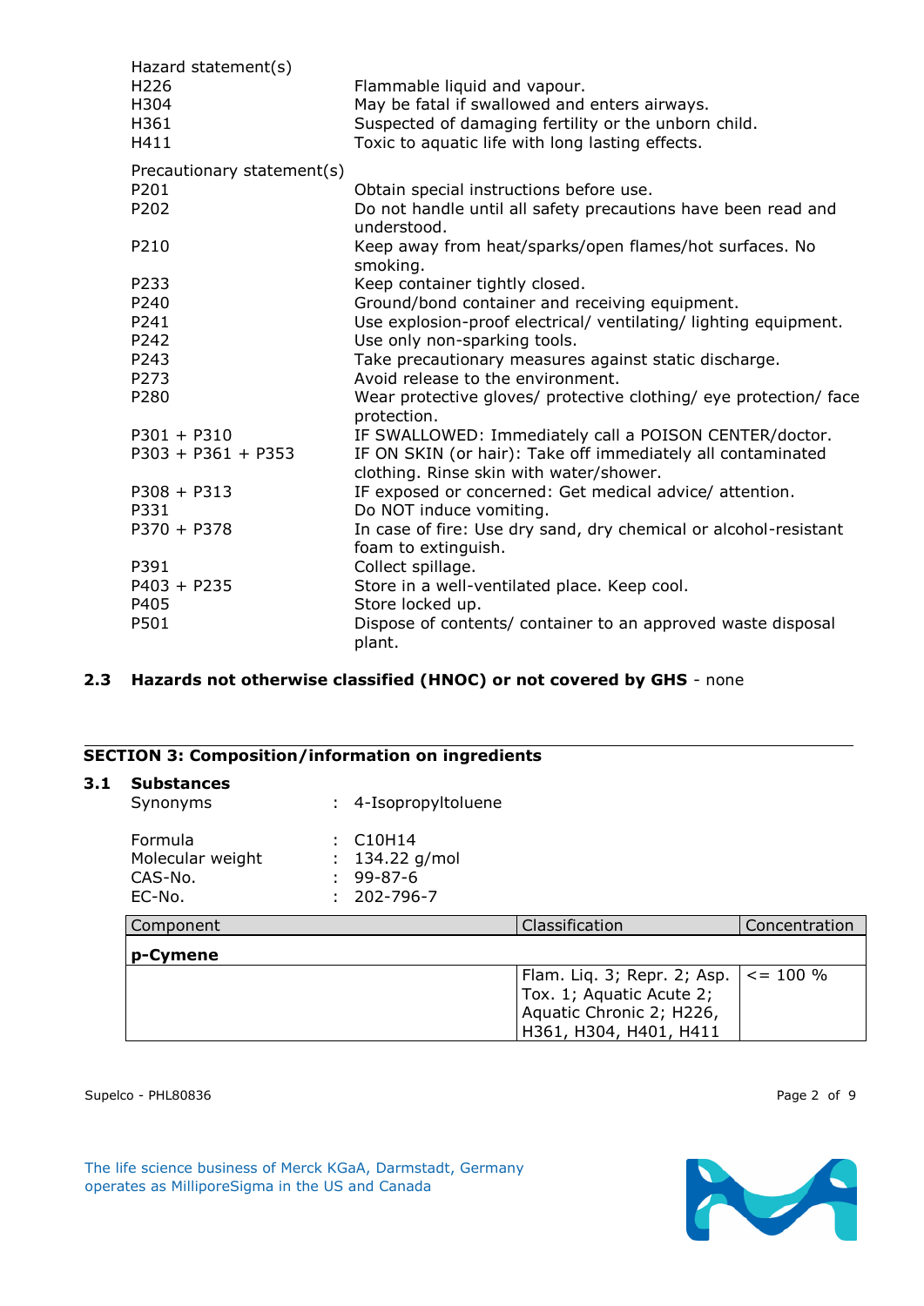Hazard statement(s)

| | |
|---|---|
| H226 | Flammable liquid and vapour. |
| H304 | May be fatal if swallowed and enters airways. |
| H361 | Suspected of damaging fertility or the unborn child. |
| H411 | Toxic to aquatic life with long lasting effects. |

Precautionary statement(s)

| | |
|---|---|
| P201 | Obtain special instructions before use. |
| P202 | Do not handle until all safety precautions have been read and understood. |
| P210 | Keep away from heat/sparks/open flames/hot surfaces. No smoking. |
| P233 | Keep container tightly closed. |
| P240 | Ground/bond container and receiving equipment. |
| P241 | Use explosion-proof electrical/ ventilating/ lighting equipment. |
| P242 | Use only non-sparking tools. |
| P243 | Take precautionary measures against static discharge. |
| P273 | Avoid release to the environment. |
| P280 | Wear protective gloves/ protective clothing/ eye protection/ face protection. |
| P301 + P310 | IF SWALLOWED: Immediately call a POISON CENTER/doctor. |
| P303 + P361 + P353 | IF ON SKIN (or hair): Take off immediately all contaminated clothing. Rinse skin with water/shower. |
| P308 + P313 | IF exposed or concerned: Get medical advice/ attention. |
| P331 | Do NOT induce vomiting. |
| P370 + P378 | In case of fire: Use dry sand, dry chemical or alcohol-resistant foam to extinguish. |
| P391 | Collect spillage. |
| P403 + P235 | Store in a well-ventilated place. Keep cool. |
| P405 | Store locked up. |
| P501 | Dispose of contents/ container to an approved waste disposal plant. |

### 2.3 Hazards not otherwise classified (HNOC) or not covered by GHS - none

## SECTION 3: Composition/information on ingredients

### 3.1 Substances

Synonyms : 4-Isopropyltoluene

Formula : $C_{10}H_{14}$
Molecular weight : 134.22 g/mol
CAS-No. : 99-87-6
EC-No. : 202-796-7

| Component | Classification | Concentration |
|---|---|---|
| **p-Cymene** | | |
| | Flam. Liq. 3; Repr. 2; Asp. Tox. 1; Aquatic Acute 2; Aquatic Chronic 2; H226, H361, H304, H401, H411 | <= 100 % |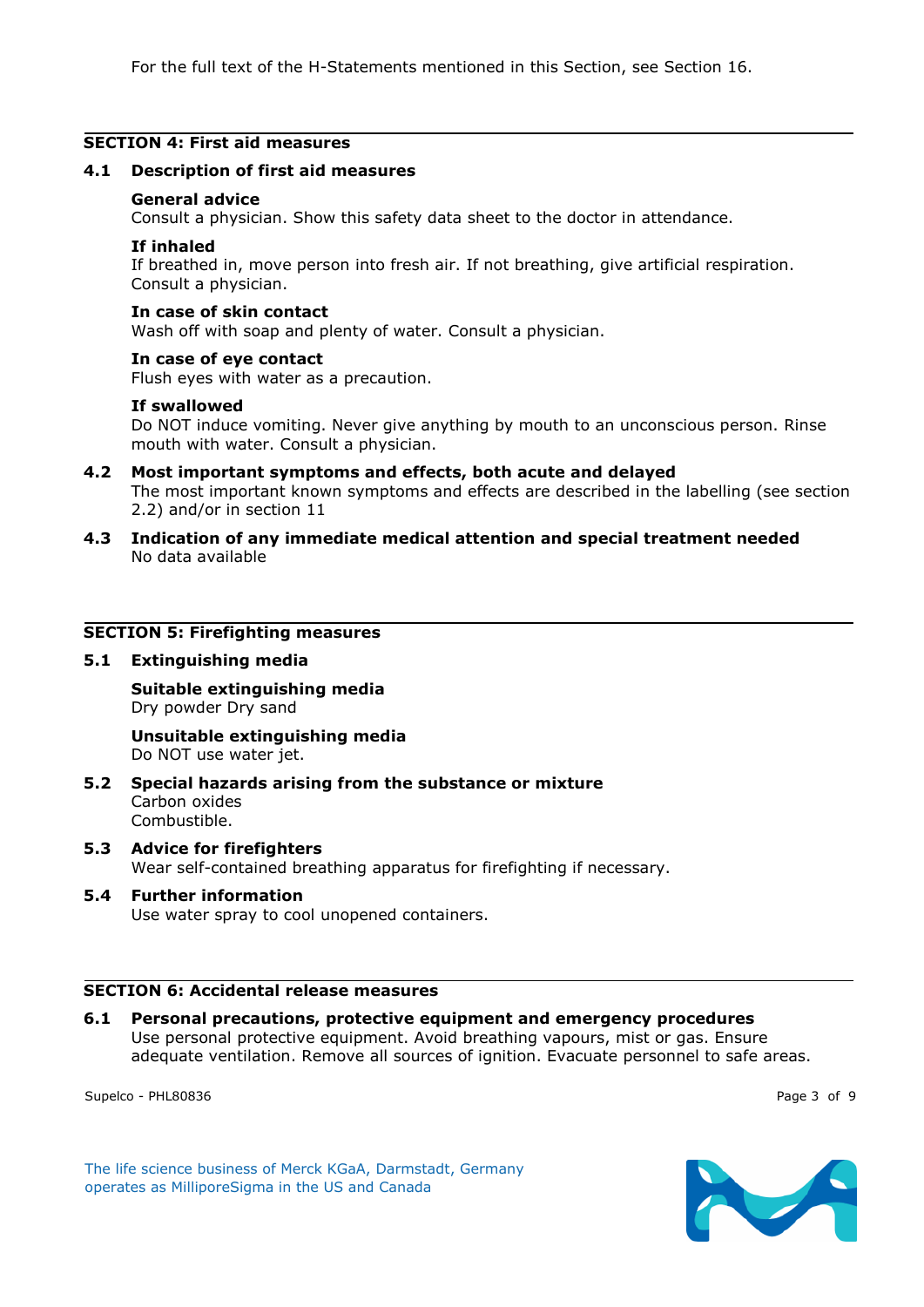For the full text of the H-Statements mentioned in this Section, see Section 16.

## SECTION 4: First aid measures

### 4.1 Description of first aid measures

**General advice**
Consult a physician. Show this safety data sheet to the doctor in attendance.

**If inhaled**
If breathed in, move person into fresh air. If not breathing, give artificial respiration. Consult a physician.

**In case of skin contact**
Wash off with soap and plenty of water. Consult a physician.

**In case of eye contact**
Flush eyes with water as a precaution.

**If swallowed**
Do NOT induce vomiting. Never give anything by mouth to an unconscious person. Rinse mouth with water. Consult a physician.

### 4.2 Most important symptoms and effects, both acute and delayed

The most important known symptoms and effects are described in the labelling (see section 2.2) and/or in section 11

### 4.3 Indication of any immediate medical attention and special treatment needed

No data available

## SECTION 5: Firefighting measures

### 5.1 Extinguishing media

**Suitable extinguishing media**
Dry powder Dry sand

**Unsuitable extinguishing media**
Do NOT use water jet.

### 5.2 Special hazards arising from the substance or mixture

Carbon oxides
Combustible.

### 5.3 Advice for firefighters

Wear self-contained breathing apparatus for firefighting if necessary.

### 5.4 Further information

Use water spray to cool unopened containers.

## SECTION 6: Accidental release measures

### 6.1 Personal precautions, protective equipment and emergency procedures

Use personal protective equipment. Avoid breathing vapours, mist or gas. Ensure adequate ventilation. Remove all sources of ignition. Evacuate personnel to safe areas.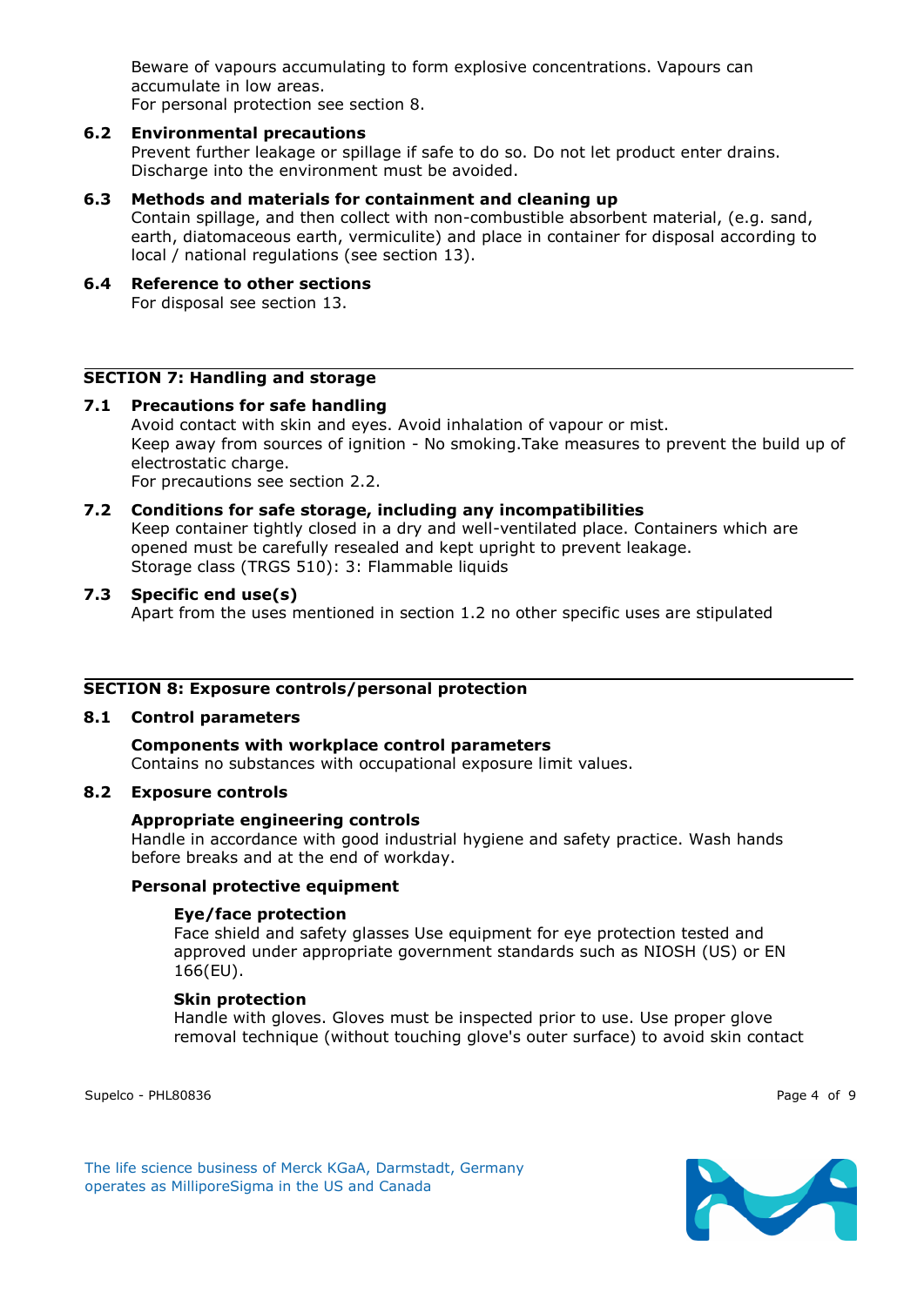Beware of vapours accumulating to form explosive concentrations. Vapours can accumulate in low areas.
For personal protection see section 8.

### 6.2 Environmental precautions

Prevent further leakage or spillage if safe to do so. Do not let product enter drains. Discharge into the environment must be avoided.

### 6.3 Methods and materials for containment and cleaning up

Contain spillage, and then collect with non-combustible absorbent material, (e.g. sand, earth, diatomaceous earth, vermiculite) and place in container for disposal according to local / national regulations (see section 13).

### 6.4 Reference to other sections

For disposal see section 13.

## SECTION 7: Handling and storage

### 7.1 Precautions for safe handling

Avoid contact with skin and eyes. Avoid inhalation of vapour or mist.
Keep away from sources of ignition - No smoking.Take measures to prevent the build up of electrostatic charge.
For precautions see section 2.2.

### 7.2 Conditions for safe storage, including any incompatibilities

Keep container tightly closed in a dry and well-ventilated place. Containers which are opened must be carefully resealed and kept upright to prevent leakage.
Storage class (TRGS 510): 3: Flammable liquids

### 7.3 Specific end use(s)

Apart from the uses mentioned in section 1.2 no other specific uses are stipulated

## SECTION 8: Exposure controls/personal protection

### 8.1 Control parameters

**Components with workplace control parameters**
Contains no substances with occupational exposure limit values.

### 8.2 Exposure controls

**Appropriate engineering controls**
Handle in accordance with good industrial hygiene and safety practice. Wash hands before breaks and at the end of workday.

**Personal protective equipment**

**Eye/face protection**
Face shield and safety glasses Use equipment for eye protection tested and approved under appropriate government standards such as NIOSH (US) or EN 166(EU).

**Skin protection**
Handle with gloves. Gloves must be inspected prior to use. Use proper glove removal technique (without touching glove's outer surface) to avoid skin contact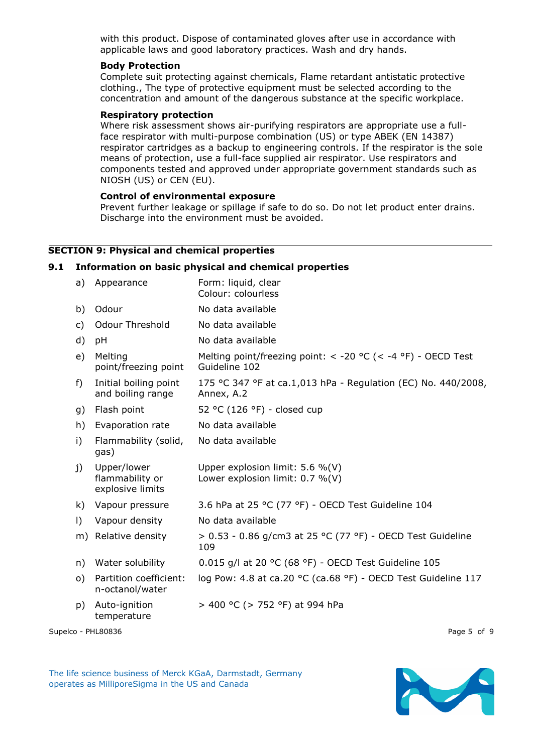with this product. Dispose of contaminated gloves after use in accordance with applicable laws and good laboratory practices. Wash and dry hands.

**Body Protection**

Complete suit protecting against chemicals, Flame retardant antistatic protective clothing., The type of protective equipment must be selected according to the concentration and amount of the dangerous substance at the specific workplace.

**Respiratory protection**

Where risk assessment shows air-purifying respirators are appropriate use a full-face respirator with multi-purpose combination (US) or type ABEK (EN 14387) respirator cartridges as a backup to engineering controls. If the respirator is the sole means of protection, use a full-face supplied air respirator. Use respirators and components tested and approved under appropriate government standards such as NIOSH (US) or CEN (EU).

**Control of environmental exposure**

Prevent further leakage or spillage if safe to do so. Do not let product enter drains. Discharge into the environment must be avoided.

## SECTION 9: Physical and chemical properties

### 9.1 Information on basic physical and chemical properties

| | | |
|---|---|---|
| a) | Appearance | Form: liquid, clear<br>Colour: colourless |
| b) | Odour | No data available |
| c) | Odour Threshold | No data available |
| d) | pH | No data available |
| e) | Melting point/freezing point | Melting point/freezing point: < -20 °C (< -4 °F) - OECD Test Guideline 102 |
| f) | Initial boiling point and boiling range | 175 °C 347 °F at ca.1,013 hPa - Regulation (EC) No. 440/2008, Annex, A.2 |
| g) | Flash point | 52 °C (126 °F) - closed cup |
| h) | Evaporation rate | No data available |
| i) | Flammability (solid, gas) | No data available |
| j) | Upper/lower flammability or explosive limits | Upper explosion limit: 5.6 %(V)<br>Lower explosion limit: 0.7 %(V) |
| k) | Vapour pressure | 3.6 hPa at 25 °C (77 °F) - OECD Test Guideline 104 |
| l) | Vapour density | No data available |
| m) | Relative density | > 0.53 - 0.86 g/cm3 at 25 °C (77 °F) - OECD Test Guideline 109 |
| n) | Water solubility | 0.015 g/l at 20 °C (68 °F) - OECD Test Guideline 105 |
| o) | Partition coefficient: n-octanol/water | log Pow: 4.8 at ca.20 °C (ca.68 °F) - OECD Test Guideline 117 |
| p) | Auto-ignition temperature | > 400 °C (> 752 °F) at 994 hPa |

Supelco - PHL80836

The life science business of Merck KGaA, Darmstadt, Germany operates as MilliporeSigma in the US and Canada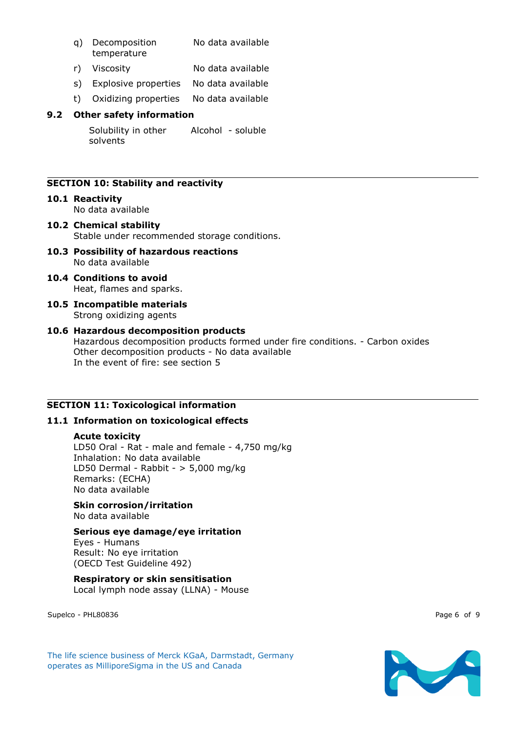q) Decomposition temperature — No data available

r) Viscosity — No data available

s) Explosive properties — No data available

t) Oxidizing properties — No data available

**9.2 Other safety information**

Solubility in other solvents — Alcohol - soluble

## SECTION 10: Stability and reactivity

**10.1 Reactivity**
No data available

**10.2 Chemical stability**
Stable under recommended storage conditions.

**10.3 Possibility of hazardous reactions**
No data available

**10.4 Conditions to avoid**
Heat, flames and sparks.

**10.5 Incompatible materials**
Strong oxidizing agents

**10.6 Hazardous decomposition products**
Hazardous decomposition products formed under fire conditions. - Carbon oxides
Other decomposition products - No data available
In the event of fire: see section 5

## SECTION 11: Toxicological information

**11.1 Information on toxicological effects**

**Acute toxicity**
LD50 Oral - Rat - male and female - 4,750 mg/kg
Inhalation: No data available
LD50 Dermal - Rabbit - > 5,000 mg/kg
Remarks: (ECHA)
No data available

**Skin corrosion/irritation**
No data available

**Serious eye damage/eye irritation**
Eyes - Humans
Result: No eye irritation
(OECD Test Guideline 492)

**Respiratory or skin sensitisation**
Local lymph node assay (LLNA) - Mouse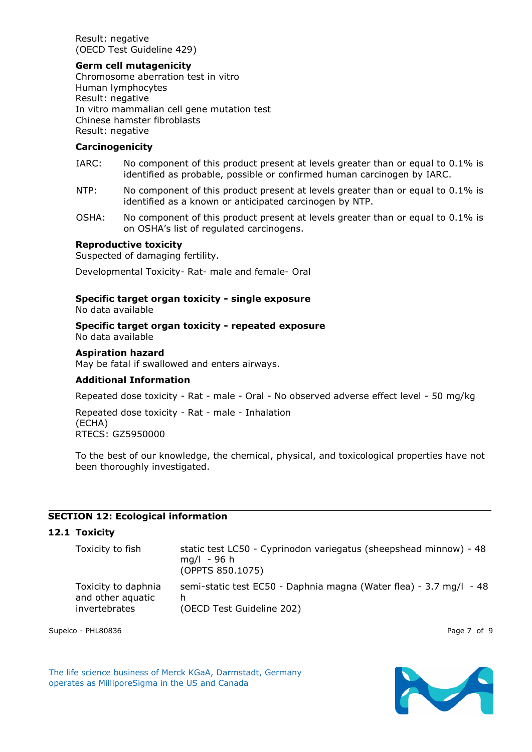Result: negative
(OECD Test Guideline 429)

**Germ cell mutagenicity**

Chromosome aberration test in vitro
Human lymphocytes
Result: negative
In vitro mammalian cell gene mutation test
Chinese hamster fibroblasts
Result: negative

**Carcinogenicity**

IARC: No component of this product present at levels greater than or equal to 0.1% is identified as probable, possible or confirmed human carcinogen by IARC.

NTP: No component of this product present at levels greater than or equal to 0.1% is identified as a known or anticipated carcinogen by NTP.

OSHA: No component of this product present at levels greater than or equal to 0.1% is on OSHA's list of regulated carcinogens.

**Reproductive toxicity**

Suspected of damaging fertility.

Developmental Toxicity- Rat- male and female- Oral

**Specific target organ toxicity - single exposure**

No data available

**Specific target organ toxicity - repeated exposure**

No data available

**Aspiration hazard**

May be fatal if swallowed and enters airways.

**Additional Information**

Repeated dose toxicity - Rat - male - Oral - No observed adverse effect level - 50 mg/kg

Repeated dose toxicity - Rat - male - Inhalation
(ECHA)
RTECS: GZ5950000

To the best of our knowledge, the chemical, physical, and toxicological properties have not been thoroughly investigated.

## SECTION 12: Ecological information

### 12.1 Toxicity

| | |
|---|---|
| Toxicity to fish | static test LC50 - Cyprinodon variegatus (sheepshead minnow) - 48 mg/l - 96 h<br>(OPPTS 850.1075) |
| Toxicity to daphnia and other aquatic invertebrates | semi-static test EC50 - Daphnia magna (Water flea) - 3.7 mg/l - 48 h<br>(OECD Test Guideline 202) |

Supelco - PHL80836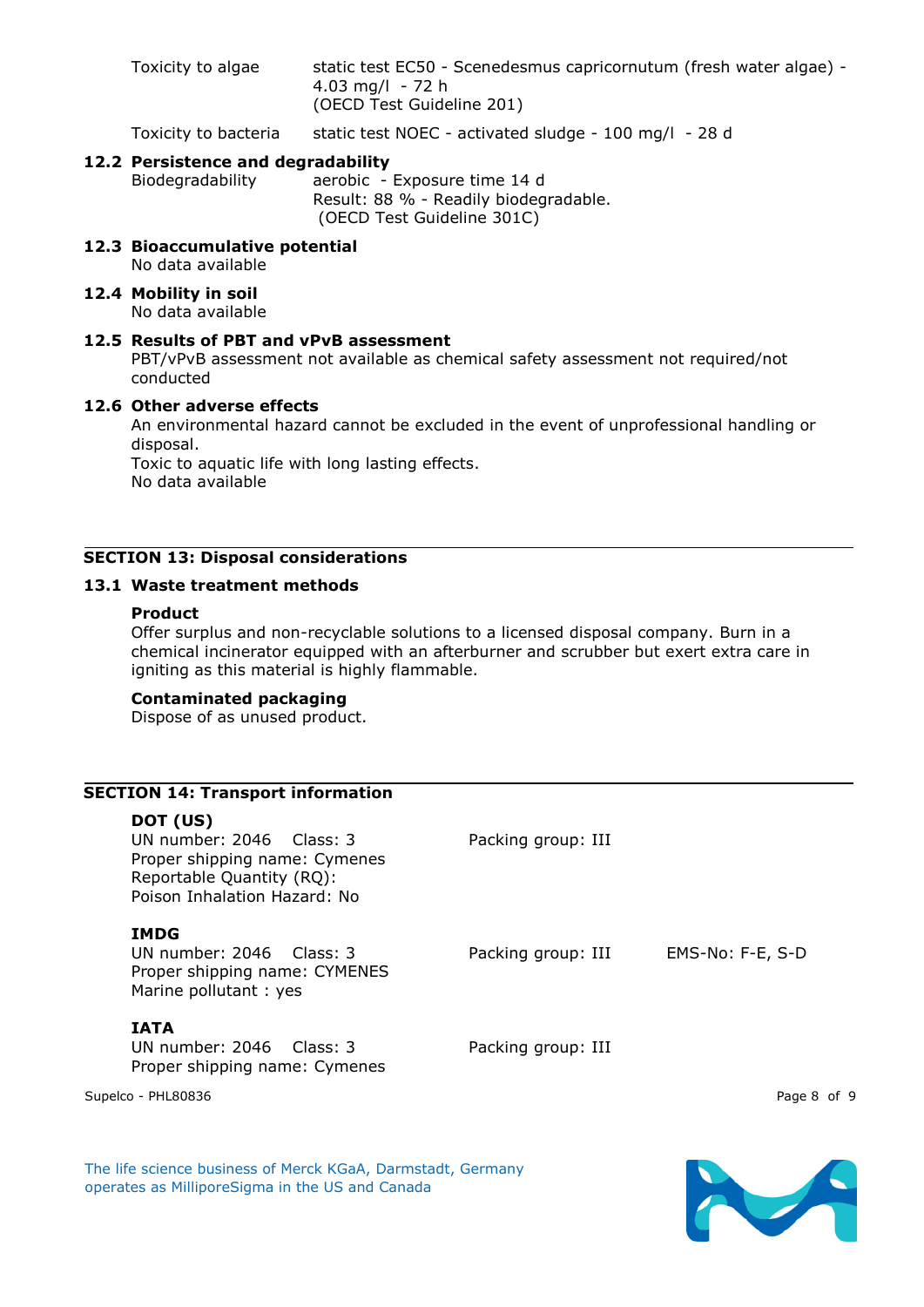| | |
|---|---|
| Toxicity to algae | static test EC50 - Scenedesmus capricornutum (fresh water algae) - 4.03 mg/l - 72 h (OECD Test Guideline 201) |
| Toxicity to bacteria | static test NOEC - activated sludge - 100 mg/l - 28 d |

### 12.2 Persistence and degradability

| | |
|---|---|
| Biodegradability | aerobic - Exposure time 14 d<br>Result: 88 % - Readily biodegradable.<br>(OECD Test Guideline 301C) |

### 12.3 Bioaccumulative potential

No data available

### 12.4 Mobility in soil

No data available

### 12.5 Results of PBT and vPvB assessment

PBT/vPvB assessment not available as chemical safety assessment not required/not conducted

### 12.6 Other adverse effects

An environmental hazard cannot be excluded in the event of unprofessional handling or disposal.
Toxic to aquatic life with long lasting effects.
No data available

## SECTION 13: Disposal considerations

### 13.1 Waste treatment methods

**Product**

Offer surplus and non-recyclable solutions to a licensed disposal company. Burn in a chemical incinerator equipped with an afterburner and scrubber but exert extra care in igniting as this material is highly flammable.

**Contaminated packaging**

Dispose of as unused product.

## SECTION 14: Transport information

**DOT (US)**

UN number: 2046 Class: 3 Packing group: III
Proper shipping name: Cymenes
Reportable Quantity (RQ):
Poison Inhalation Hazard: No

**IMDG**

UN number: 2046 Class: 3 Packing group: III EMS-No: F-E, S-D
Proper shipping name: CYMENES
Marine pollutant : yes

**IATA**

UN number: 2046 Class: 3 Packing group: III
Proper shipping name: Cymenes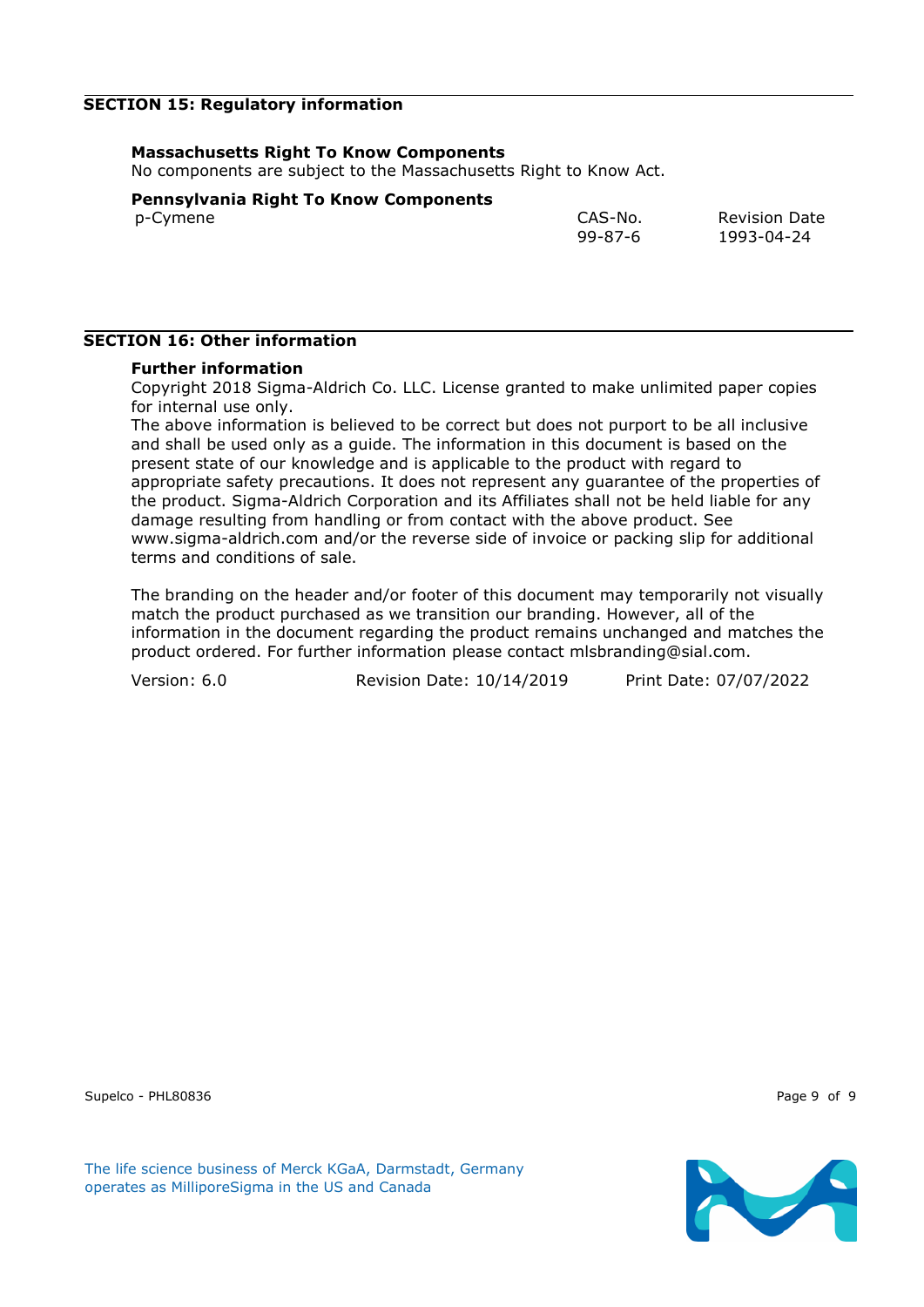## SECTION 15: Regulatory information

**Massachusetts Right To Know Components**

No components are subject to the Massachusetts Right to Know Act.

**Pennsylvania Right To Know Components**

| | CAS-No. | Revision Date |
|---|---|---|
| p-Cymene | 99-87-6 | 1993-04-24 |

## SECTION 16: Other information

**Further information**

Copyright 2018 Sigma-Aldrich Co. LLC. License granted to make unlimited paper copies for internal use only.

The above information is believed to be correct but does not purport to be all inclusive and shall be used only as a guide. The information in this document is based on the present state of our knowledge and is applicable to the product with regard to appropriate safety precautions. It does not represent any guarantee of the properties of the product. Sigma-Aldrich Corporation and its Affiliates shall not be held liable for any damage resulting from handling or from contact with the above product. See www.sigma-aldrich.com and/or the reverse side of invoice or packing slip for additional terms and conditions of sale.

The branding on the header and/or footer of this document may temporarily not visually match the product purchased as we transition our branding. However, all of the information in the document regarding the product remains unchanged and matches the product ordered. For further information please contact mlsbranding@sial.com.

Version: 6.0 Revision Date: 10/14/2019 Print Date: 07/07/2022